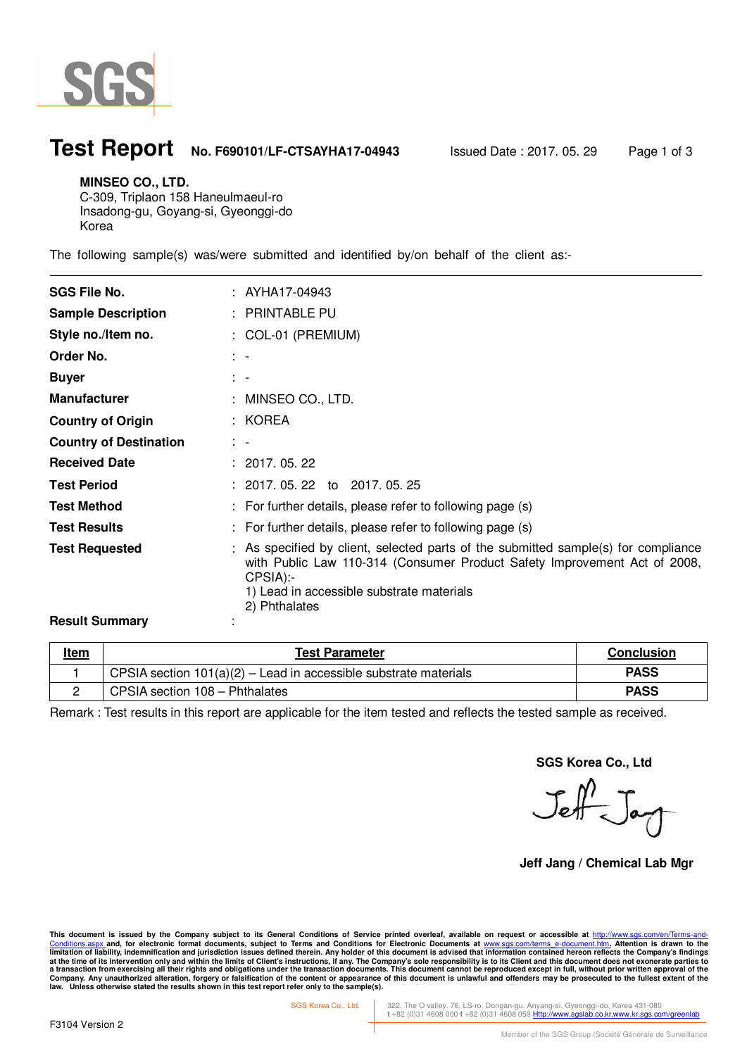SGS

# Test Report

**No. F690101/LF-CTSAYHA17-04943** Issued Date : 2017. 05. 29

**MINSEO CO., LTD.**
C-309, Triplaon 158 Haneulmaeul-ro
Insadong-gu, Goyang-si, Gyeonggi-do
Korea

The following sample(s) was/were submitted and identified by/on behalf of the client as:-

| | |
|---|---|
| **SGS File No.** | : AYHA17-04943 |
| **Sample Description** | : PRINTABLE PU |
| **Style no./Item no.** | : COL-01 (PREMIUM) |
| **Order No.** | : - |
| **Buyer** | : - |
| **Manufacturer** | : MINSEO CO., LTD. |
| **Country of Origin** | : KOREA |
| **Country of Destination** | : - |
| **Received Date** | : 2017. 05. 22 |
| **Test Period** | : 2017. 05. 22 to 2017. 05. 25 |
| **Test Method** | : For further details, please refer to following page (s) |
| **Test Results** | : For further details, please refer to following page (s) |
| **Test Requested** | : As specified by client, selected parts of the submitted sample(s) for compliance with Public Law 110-314 (Consumer Product Safety Improvement Act of 2008, CPSIA):-<br>1) Lead in accessible substrate materials<br>2) Phthalates |
| **Result Summary** | : |

| Item | Test Parameter | Conclusion |
|---|---|---|
| 1 | CPSIA section 101(a)(2) – Lead in accessible substrate materials | **PASS** |
| 2 | CPSIA section 108 – Phthalates | **PASS** |

Remark : Test results in this report are applicable for the item tested and reflects the tested sample as received.

**SGS Korea Co., Ltd**

**Jeff Jang / Chemical Lab Mgr**

**This document is issued by the Company subject to its General Conditions of Service printed overleaf, available on request or accessible at http://www.sgs.com/en/Terms-and-Conditions.aspx and, for electronic format documents, subject to Terms and Conditions for Electronic Documents at www.sgs.com/terms_e-document.htm. Attention is drawn to the limitation of liability, indemnification and jurisdiction issues defined therein. Any holder of this document is advised that information contained hereon reflects the Company's findings at the time of its intervention only and within the limits of Client's instructions, if any. The Company's sole responsibility is to its Client and this document does not exonerate parties to a transaction from exercising all their rights and obligations under the transaction documents. This document cannot be reproduced except in full, without prior written approval of the Company. Any unauthorized alteration, forgery or falsification of the content or appearance of this document is unlawful and offenders may be prosecuted to the fullest extent of the law. Unless otherwise stated the results shown in this test report refer only to the sample(s).**

SGS Korea Co., Ltd. | 322, The O valley, 76, LS-ro, Dongan-gu, Anyang-si, Gyeonggi-do, Korea 431-080
t +82 (0)31 4608 000 f +82 (0)31 4608 059 Http://www.sgslab.co.kr,www.kr.sgs.com/greenlab

F3104 Version 2

Member of the SGS Group (Société Générale de Surveillance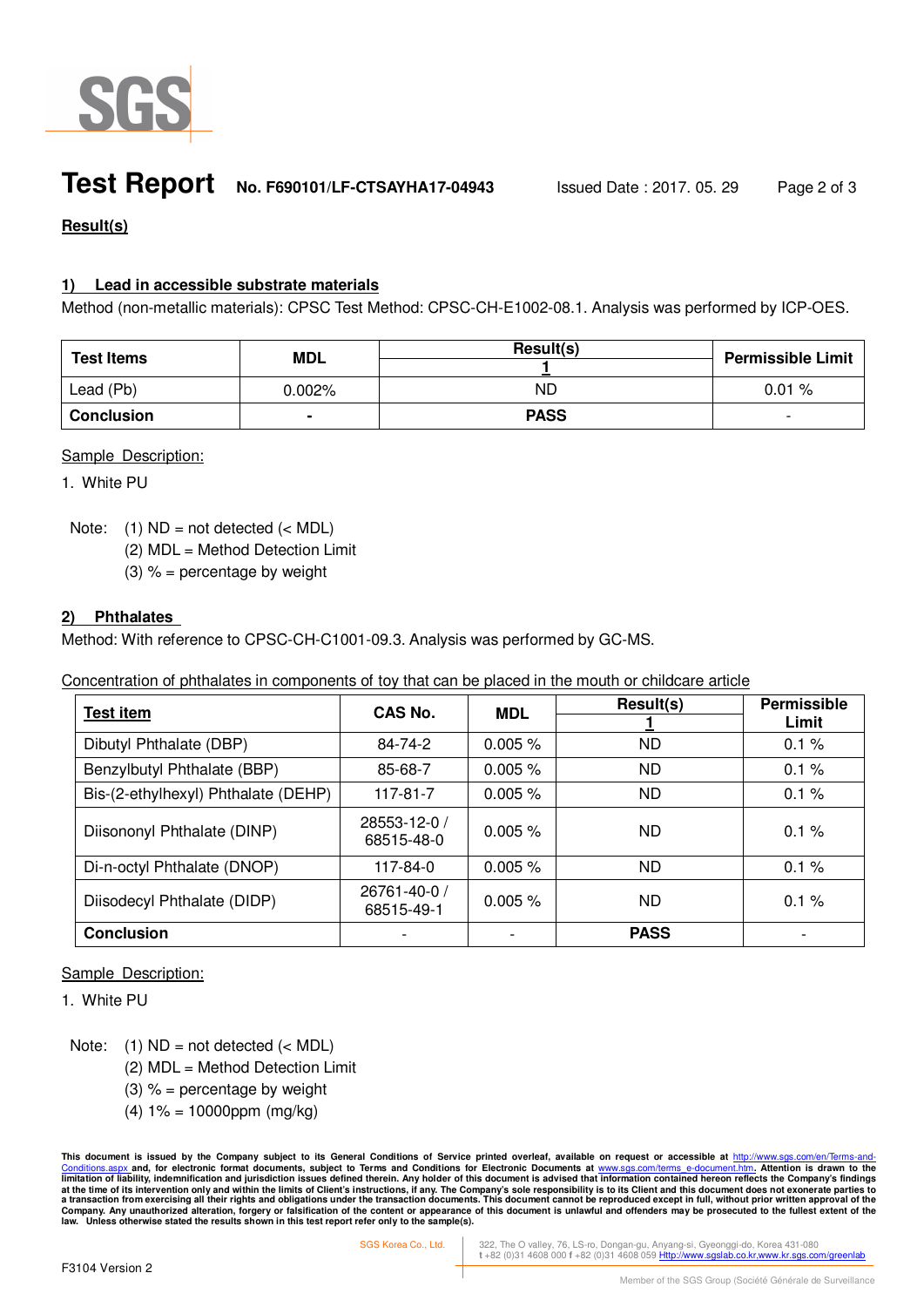# Test Report No. F690101/LF-CTSAYHA17-04943 Issued Date : 2017. 05. 29

**Result(s)**

**1) Lead in accessible substrate materials**

Method (non-metallic materials): CPSC Test Method: CPSC-CH-E1002-08.1. Analysis was performed by ICP-OES.

| Test Items | MDL | Result(s) | Permissible Limit |
|---|---|---|---|
| | | 1 | |
| Lead (Pb) | 0.002% | ND | 0.01 % |
| **Conclusion** | - | **PASS** | - |

Sample Description:

1. White PU

Note: (1) ND = not detected (< MDL)
(2) MDL = Method Detection Limit
(3) % = percentage by weight

**2) Phthalates**

Method: With reference to CPSC-CH-C1001-09.3. Analysis was performed by GC-MS.

Concentration of phthalates in components of toy that can be placed in the mouth or childcare article

| Test item | CAS No. | MDL | Result(s) | Permissible Limit |
|---|---|---|---|---|
| | | | 1 | |
| Dibutyl Phthalate (DBP) | 84-74-2 | 0.005 % | ND | 0.1 % |
| Benzylbutyl Phthalate (BBP) | 85-68-7 | 0.005 % | ND | 0.1 % |
| Bis-(2-ethylhexyl) Phthalate (DEHP) | 117-81-7 | 0.005 % | ND | 0.1 % |
| Diisononyl Phthalate (DINP) | 28553-12-0 / 68515-48-0 | 0.005 % | ND | 0.1 % |
| Di-n-octyl Phthalate (DNOP) | 117-84-0 | 0.005 % | ND | 0.1 % |
| Diisodecyl Phthalate (DIDP) | 26761-40-0 / 68515-49-1 | 0.005 % | ND | 0.1 % |
| **Conclusion** | - | - | **PASS** | - |

Sample Description:

1. White PU

Note: (1) ND = not detected (< MDL)
(2) MDL = Method Detection Limit
(3) % = percentage by weight
(4) 1% = 10000ppm (mg/kg)

**This document is issued by the Company subject to its General Conditions of Service printed overleaf, available on request or accessible at http://www.sgs.com/en/Terms-and-Conditions.aspx and, for electronic format documents, subject to Terms and Conditions for Electronic Documents at www.sgs.com/terms_e-document.htm. Attention is drawn to the limitation of liability, indemnification and jurisdiction issues defined therein. Any holder of this document is advised that information contained hereon reflects the Company's findings at the time of its intervention only and within the limits of Client's instructions, if any. The Company's sole responsibility is to its Client and this document does not exonerate parties to a transaction from exercising all their rights and obligations under the transaction documents. This document cannot be reproduced except in full, without prior written approval of the Company. Any unauthorized alteration, forgery or falsification of the content or appearance of this document is unlawful and offenders may be prosecuted to the fullest extent of the law. Unless otherwise stated the results shown in this test report refer only to the sample(s).**

SGS Korea Co., Ltd. | 322, The O valley, 76, LS-ro, Dongan-gu, Anyang-si, Gyeonggi-do, Korea 431-080
t +82 (0)31 4608 000 f +82 (0)31 4608 059 Http://www.sgslab.co.kr,www.kr.sgs.com/greenlab

F3104 Version 2

Member of the SGS Group (Société Générale de Surveillance)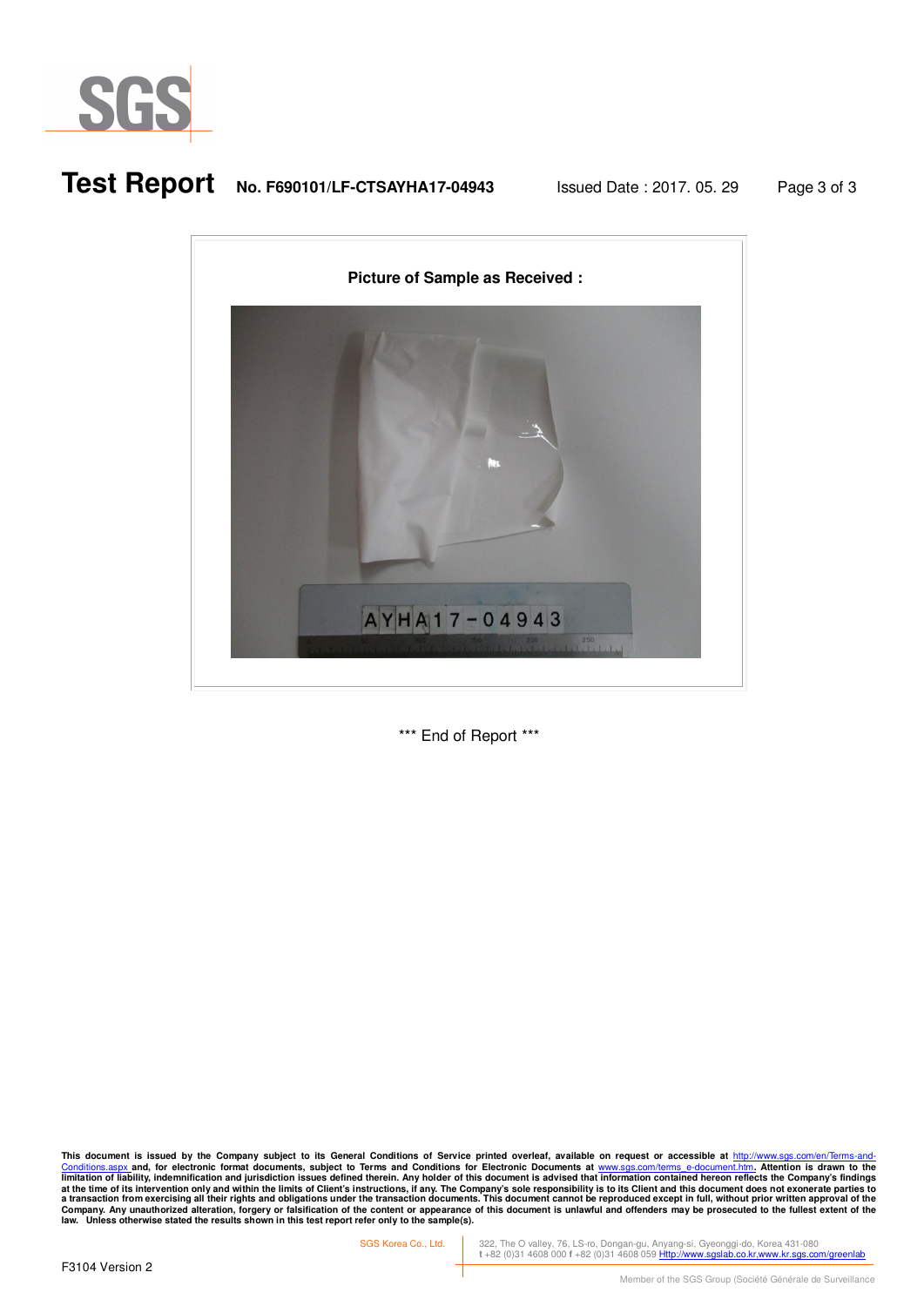# Test Report

**No. F690101/LF-CTSAYHA17-04943** Issued Date : 2017. 05. 29

**Picture of Sample as Received :**

\*\*\* End of Report \*\*\*

**This document is issued by the Company subject to its General Conditions of Service printed overleaf, available on request or accessible at http://www.sgs.com/en/Terms-and-Conditions.aspx and, for electronic format documents, subject to Terms and Conditions for Electronic Documents at www.sgs.com/terms_e-document.htm. Attention is drawn to the limitation of liability, indemnification and jurisdiction issues defined therein. Any holder of this document is advised that information contained hereon reflects the Company's findings at the time of its intervention only and within the limits of Client's instructions, if any. The Company's sole responsibility is to its Client and this document does not exonerate parties to a transaction from exercising all their rights and obligations under the transaction documents. This document cannot be reproduced except in full, without prior written approval of the Company. Any unauthorized alteration, forgery or falsification of the content or appearance of this document is unlawful and offenders may be prosecuted to the fullest extent of the law. Unless otherwise stated the results shown in this test report refer only to the sample(s).**

SGS Korea Co., Ltd. | 322, The O valley, 76, LS-ro, Dongan-gu, Anyang-si, Gyeonggi-do, Korea 431-080
t +82 (0)31 4608 000 f +82 (0)31 4608 059 Http://www.sgslab.co.kr,www.kr.sgs.com/greenlab

F3104 Version 2

Member of the SGS Group (Société Générale de Surveillance